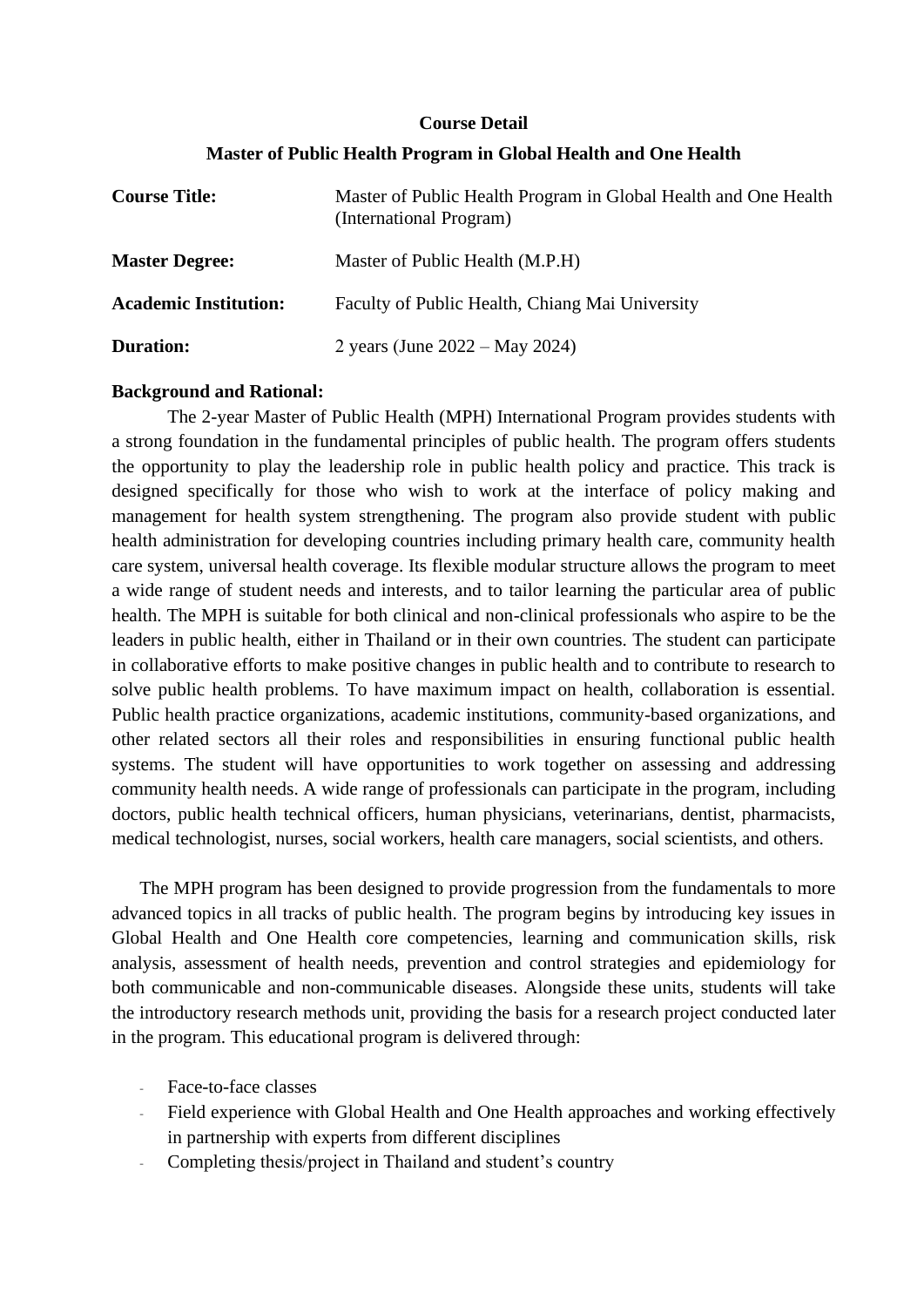# Course Detail

## Master of Public Health Program in Global Health and One Health

| | |
|---|---|
| **Course Title:** | Master of Public Health Program in Global Health and One Health (International Program) |
| **Master Degree:** | Master of Public Health (M.P.H) |
| **Academic Institution:** | Faculty of Public Health, Chiang Mai University |
| **Duration:** | 2 years (June 2022 – May 2024) |

**Background and Rational:**

The 2-year Master of Public Health (MPH) International Program provides students with a strong foundation in the fundamental principles of public health. The program offers students the opportunity to play the leadership role in public health policy and practice. This track is designed specifically for those who wish to work at the interface of policy making and management for health system strengthening. The program also provide student with public health administration for developing countries including primary health care, community health care system, universal health coverage. Its flexible modular structure allows the program to meet a wide range of student needs and interests, and to tailor learning the particular area of public health. The MPH is suitable for both clinical and non-clinical professionals who aspire to be the leaders in public health, either in Thailand or in their own countries. The student can participate in collaborative efforts to make positive changes in public health and to contribute to research to solve public health problems. To have maximum impact on health, collaboration is essential. Public health practice organizations, academic institutions, community-based organizations, and other related sectors all their roles and responsibilities in ensuring functional public health systems. The student will have opportunities to work together on assessing and addressing community health needs. A wide range of professionals can participate in the program, including doctors, public health technical officers, human physicians, veterinarians, dentist, pharmacists, medical technologist, nurses, social workers, health care managers, social scientists, and others.

The MPH program has been designed to provide progression from the fundamentals to more advanced topics in all tracks of public health. The program begins by introducing key issues in Global Health and One Health core competencies, learning and communication skills, risk analysis, assessment of health needs, prevention and control strategies and epidemiology for both communicable and non-communicable diseases. Alongside these units, students will take the introductory research methods unit, providing the basis for a research project conducted later in the program. This educational program is delivered through:

- Face-to-face classes
- Field experience with Global Health and One Health approaches and working effectively in partnership with experts from different disciplines
- Completing thesis/project in Thailand and student's country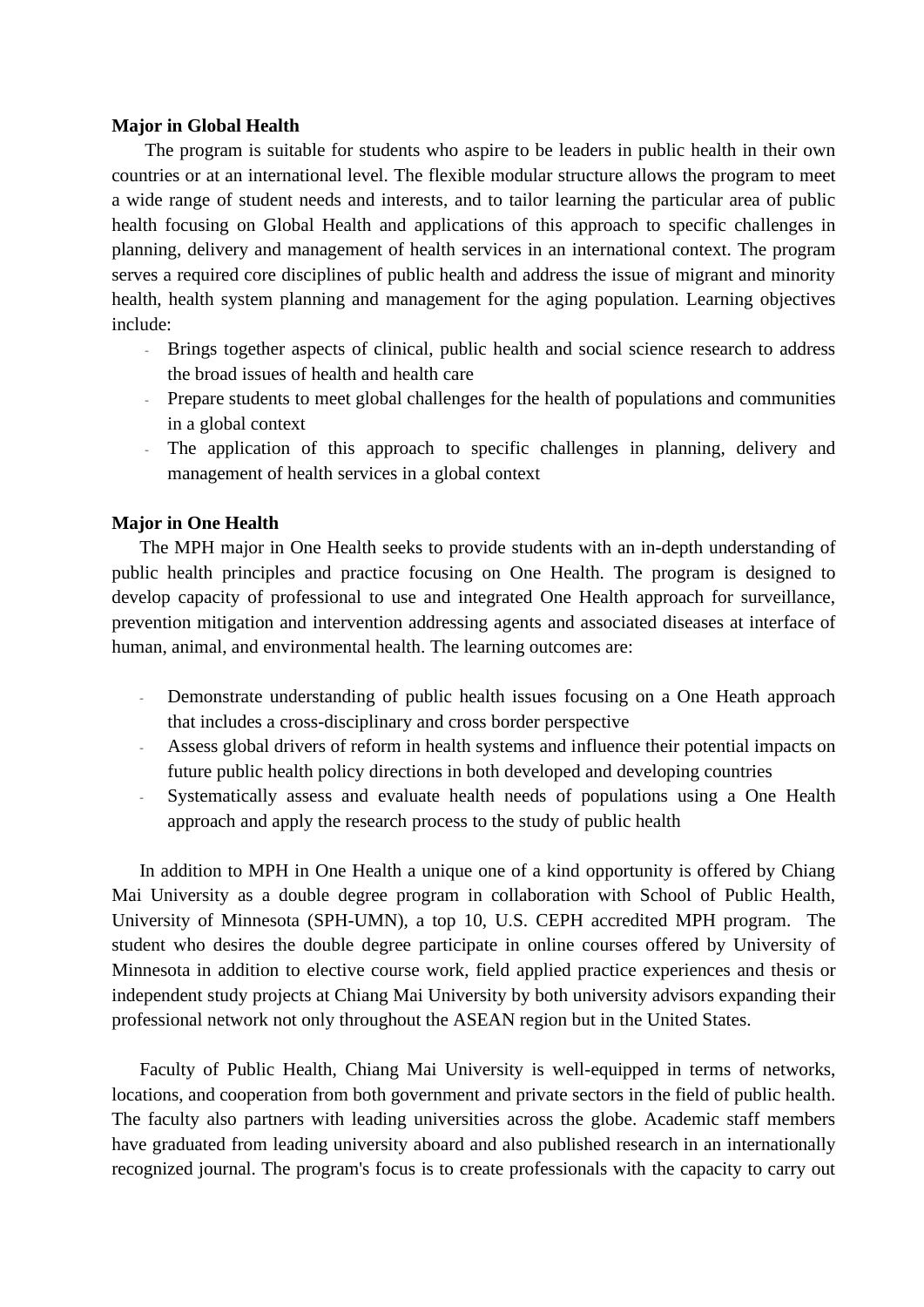**Major in Global Health**

The program is suitable for students who aspire to be leaders in public health in their own countries or at an international level. The flexible modular structure allows the program to meet a wide range of student needs and interests, and to tailor learning the particular area of public health focusing on Global Health and applications of this approach to specific challenges in planning, delivery and management of health services in an international context. The program serves a required core disciplines of public health and address the issue of migrant and minority health, health system planning and management for the aging population. Learning objectives include:

- Brings together aspects of clinical, public health and social science research to address the broad issues of health and health care
- Prepare students to meet global challenges for the health of populations and communities in a global context
- The application of this approach to specific challenges in planning, delivery and management of health services in a global context

**Major in One Health**

The MPH major in One Health seeks to provide students with an in-depth understanding of public health principles and practice focusing on One Health. The program is designed to develop capacity of professional to use and integrated One Health approach for surveillance, prevention mitigation and intervention addressing agents and associated diseases at interface of human, animal, and environmental health. The learning outcomes are:

- Demonstrate understanding of public health issues focusing on a One Heath approach that includes a cross-disciplinary and cross border perspective
- Assess global drivers of reform in health systems and influence their potential impacts on future public health policy directions in both developed and developing countries
- Systematically assess and evaluate health needs of populations using a One Health approach and apply the research process to the study of public health

In addition to MPH in One Health a unique one of a kind opportunity is offered by Chiang Mai University as a double degree program in collaboration with School of Public Health, University of Minnesota (SPH-UMN), a top 10, U.S. CEPH accredited MPH program. The student who desires the double degree participate in online courses offered by University of Minnesota in addition to elective course work, field applied practice experiences and thesis or independent study projects at Chiang Mai University by both university advisors expanding their professional network not only throughout the ASEAN region but in the United States.

Faculty of Public Health, Chiang Mai University is well-equipped in terms of networks, locations, and cooperation from both government and private sectors in the field of public health. The faculty also partners with leading universities across the globe. Academic staff members have graduated from leading university aboard and also published research in an internationally recognized journal. The program's focus is to create professionals with the capacity to carry out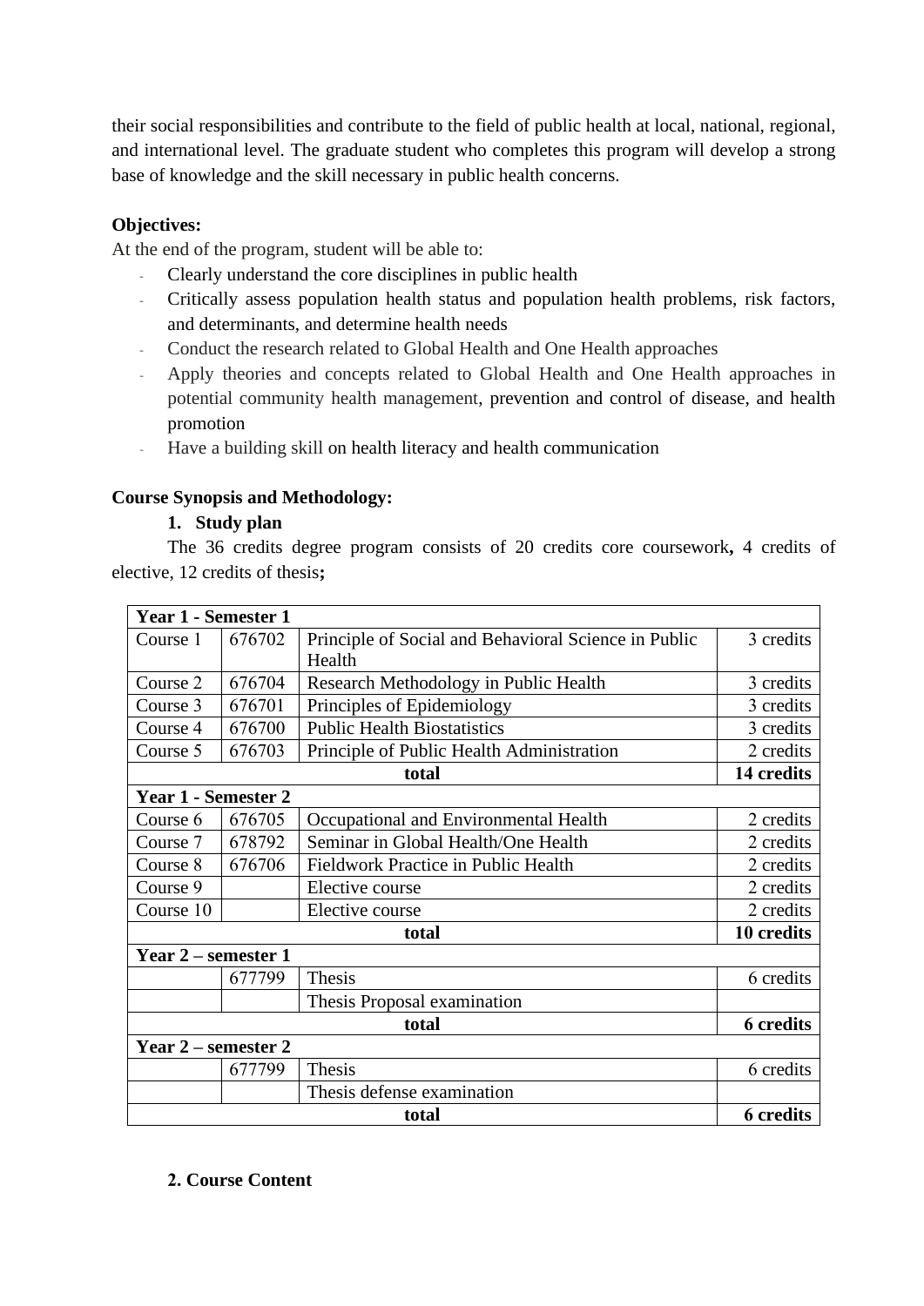their social responsibilities and contribute to the field of public health at local, national, regional, and international level. The graduate student who completes this program will develop a strong base of knowledge and the skill necessary in public health concerns.

**Objectives:**

At the end of the program, student will be able to:

- Clearly understand the core disciplines in public health
- Critically assess population health status and population health problems, risk factors, and determinants, and determine health needs
- Conduct the research related to Global Health and One Health approaches
- Apply theories and concepts related to Global Health and One Health approaches in potential community health management, prevention and control of disease, and health promotion
- Have a building skill on health literacy and health communication

**Course Synopsis and Methodology:**

1. **Study plan**

The 36 credits degree program consists of 20 credits core coursework**,** 4 credits of elective, 12 credits of thesis**;**

| **Year 1 - Semester 1** | | | |
|---|---|---|---|
| Course 1 | 676702 | Principle of Social and Behavioral Science in Public Health | 3 credits |
| Course 2 | 676704 | Research Methodology in Public Health | 3 credits |
| Course 3 | 676701 | Principles of Epidemiology | 3 credits |
| Course 4 | 676700 | Public Health Biostatistics | 3 credits |
| Course 5 | 676703 | Principle of Public Health Administration | 2 credits |
| | | **total** | **14 credits** |
| **Year 1 - Semester 2** | | | |
| Course 6 | 676705 | Occupational and Environmental Health | 2 credits |
| Course 7 | 678792 | Seminar in Global Health/One Health | 2 credits |
| Course 8 | 676706 | Fieldwork Practice in Public Health | 2 credits |
| Course 9 | | Elective course | 2 credits |
| Course 10 | | Elective course | 2 credits |
| | | **total** | **10 credits** |
| **Year 2 – semester 1** | | | |
| | 677799 | Thesis | 6 credits |
| | | Thesis Proposal examination | |
| | | **total** | **6 credits** |
| **Year 2 – semester 2** | | | |
| | 677799 | Thesis | 6 credits |
| | | Thesis defense examination | |
| | | **total** | **6 credits** |

**2. Course Content**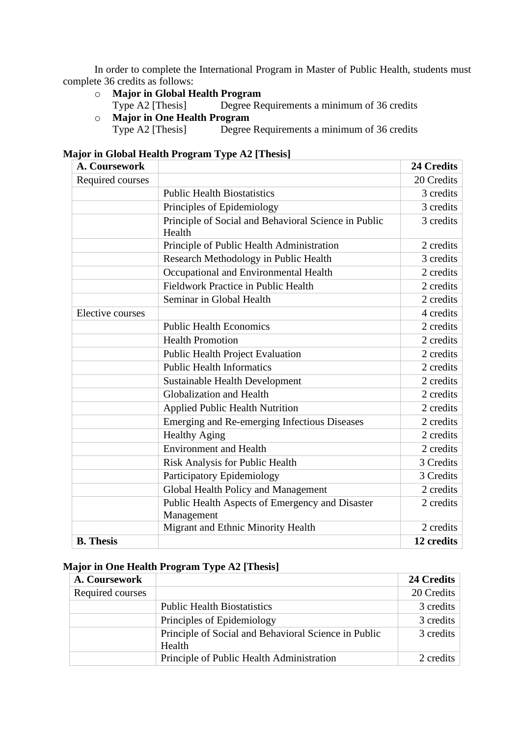In order to complete the International Program in Master of Public Health, students must complete 36 credits as follows:

- **Major in Global Health Program**
  Type A2 [Thesis] Degree Requirements a minimum of 36 credits
- **Major in One Health Program**
  Type A2 [Thesis] Degree Requirements a minimum of 36 credits

**Major in Global Health Program Type A2 [Thesis]**

| **A. Coursework** | | **24 Credits** |
|---|---|---:|
| Required courses | | 20 Credits |
| | Public Health Biostatistics | 3 credits |
| | Principles of Epidemiology | 3 credits |
| | Principle of Social and Behavioral Science in Public Health | 3 credits |
| | Principle of Public Health Administration | 2 credits |
| | Research Methodology in Public Health | 3 credits |
| | Occupational and Environmental Health | 2 credits |
| | Fieldwork Practice in Public Health | 2 credits |
| | Seminar in Global Health | 2 credits |
| Elective courses | | 4 credits |
| | Public Health Economics | 2 credits |
| | Health Promotion | 2 credits |
| | Public Health Project Evaluation | 2 credits |
| | Public Health Informatics | 2 credits |
| | Sustainable Health Development | 2 credits |
| | Globalization and Health | 2 credits |
| | Applied Public Health Nutrition | 2 credits |
| | Emerging and Re-emerging Infectious Diseases | 2 credits |
| | Healthy Aging | 2 credits |
| | Environment and Health | 2 credits |
| | Risk Analysis for Public Health | 3 Credits |
| | Participatory Epidemiology | 3 Credits |
| | Global Health Policy and Management | 2 credits |
| | Public Health Aspects of Emergency and Disaster Management | 2 credits |
| | Migrant and Ethnic Minority Health | 2 credits |
| **B. Thesis** | | **12 credits** |

**Major in One Health Program Type A2 [Thesis]**

| **A. Coursework** | | **24 Credits** |
|---|---|---:|
| Required courses | | 20 Credits |
| | Public Health Biostatistics | 3 credits |
| | Principles of Epidemiology | 3 credits |
| | Principle of Social and Behavioral Science in Public Health | 3 credits |
| | Principle of Public Health Administration | 2 credits |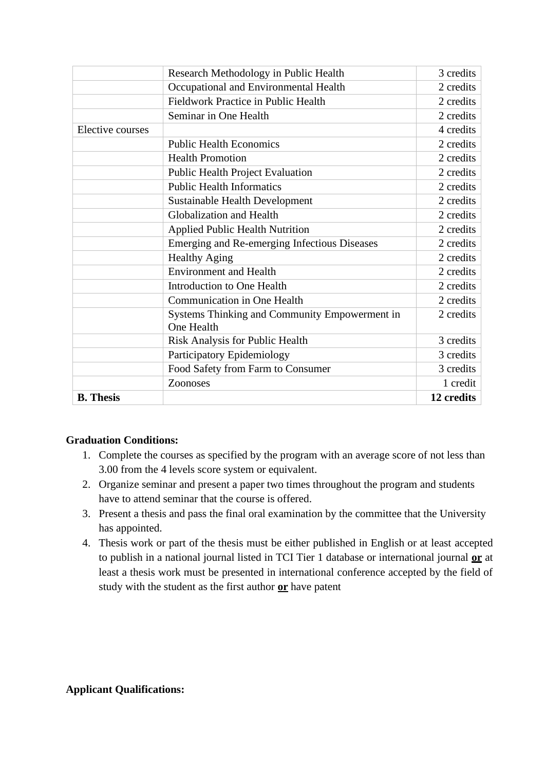| | | |
|---|---|---|
| | Research Methodology in Public Health | 3 credits |
| | Occupational and Environmental Health | 2 credits |
| | Fieldwork Practice in Public Health | 2 credits |
| | Seminar in One Health | 2 credits |
| Elective courses | | 4 credits |
| | Public Health Economics | 2 credits |
| | Health Promotion | 2 credits |
| | Public Health Project Evaluation | 2 credits |
| | Public Health Informatics | 2 credits |
| | Sustainable Health Development | 2 credits |
| | Globalization and Health | 2 credits |
| | Applied Public Health Nutrition | 2 credits |
| | Emerging and Re-emerging Infectious Diseases | 2 credits |
| | Healthy Aging | 2 credits |
| | Environment and Health | 2 credits |
| | Introduction to One Health | 2 credits |
| | Communication in One Health | 2 credits |
| | Systems Thinking and Community Empowerment in One Health | 2 credits |
| | Risk Analysis for Public Health | 3 credits |
| | Participatory Epidemiology | 3 credits |
| | Food Safety from Farm to Consumer | 3 credits |
| | Zoonoses | 1 credit |
| **B. Thesis** | | **12 credits** |

**Graduation Conditions:**

1. Complete the courses as specified by the program with an average score of not less than 3.00 from the 4 levels score system or equivalent.
2. Organize seminar and present a paper two times throughout the program and students have to attend seminar that the course is offered.
3. Present a thesis and pass the final oral examination by the committee that the University has appointed.
4. Thesis work or part of the thesis must be either published in English or at least accepted to publish in a national journal listed in TCI Tier 1 database or international journal **or** at least a thesis work must be presented in international conference accepted by the field of study with the student as the first author **or** have patent

**Applicant Qualifications:**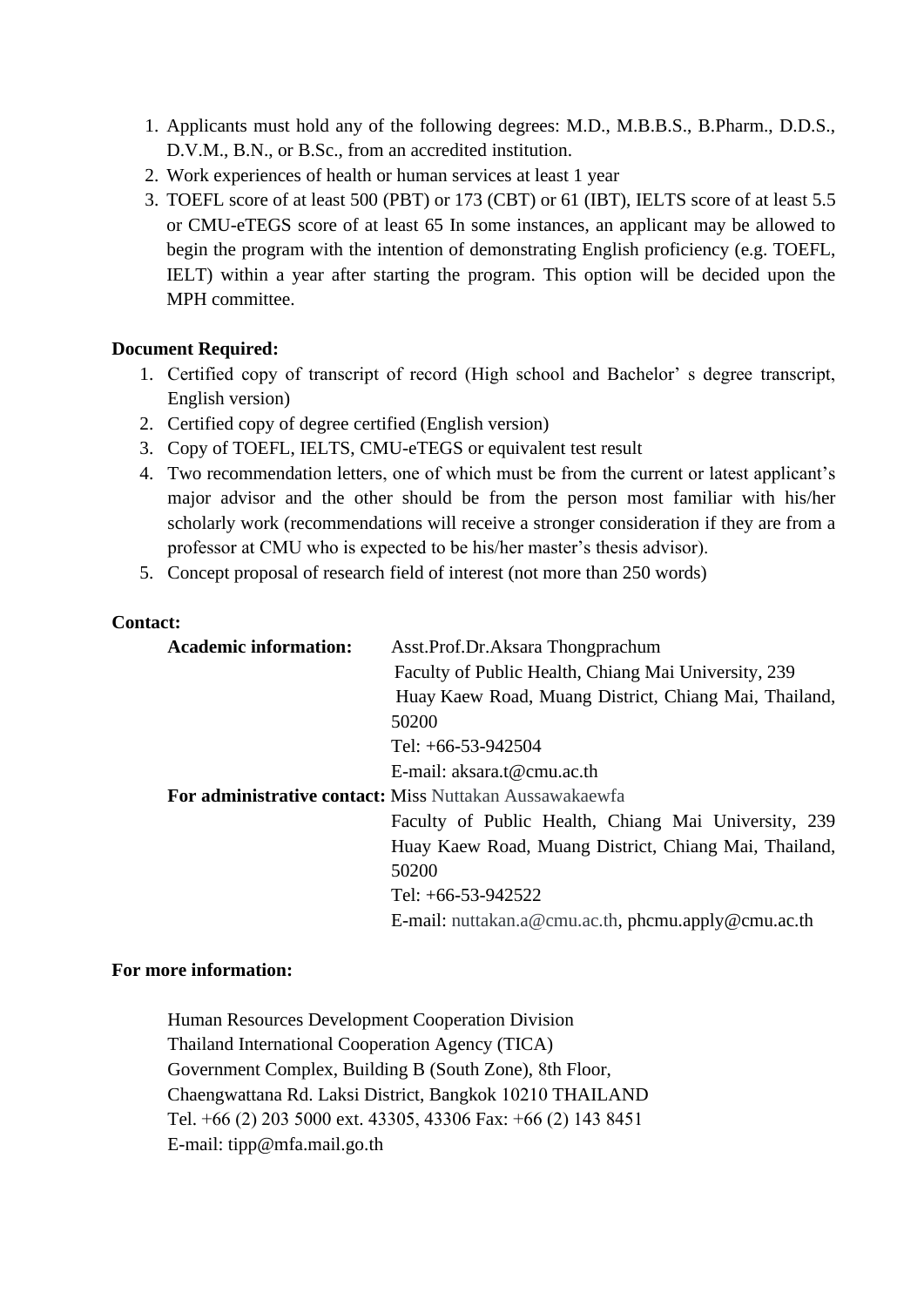1. Applicants must hold any of the following degrees: M.D., M.B.B.S., B.Pharm., D.D.S., D.V.M., B.N., or B.Sc., from an accredited institution.
2. Work experiences of health or human services at least 1 year
3. TOEFL score of at least 500 (PBT) or 173 (CBT) or 61 (IBT), IELTS score of at least 5.5 or CMU-eTEGS score of at least 65 In some instances, an applicant may be allowed to begin the program with the intention of demonstrating English proficiency (e.g. TOEFL, IELT) within a year after starting the program. This option will be decided upon the MPH committee.

**Document Required:**

1. Certified copy of transcript of record (High school and Bachelor' s degree transcript, English version)
2. Certified copy of degree certified (English version)
3. Copy of TOEFL, IELTS, CMU-eTEGS or equivalent test result
4. Two recommendation letters, one of which must be from the current or latest applicant's major advisor and the other should be from the person most familiar with his/her scholarly work (recommendations will receive a stronger consideration if they are from a professor at CMU who is expected to be his/her master's thesis advisor).
5. Concept proposal of research field of interest (not more than 250 words)

**Contact:**

**Academic information:** Asst.Prof.Dr.Aksara Thongprachum
Faculty of Public Health, Chiang Mai University, 239 Huay Kaew Road, Muang District, Chiang Mai, Thailand, 50200
Tel: +66-53-942504
E-mail: aksara.t@cmu.ac.th

**For administrative contact:** Miss Nuttakan Aussawakaewfa
Faculty of Public Health, Chiang Mai University, 239 Huay Kaew Road, Muang District, Chiang Mai, Thailand, 50200
Tel: +66-53-942522
E-mail: nuttakan.a@cmu.ac.th, phcmu.apply@cmu.ac.th

**For more information:**

Human Resources Development Cooperation Division
Thailand International Cooperation Agency (TICA)
Government Complex, Building B (South Zone), 8th Floor,
Chaengwattana Rd. Laksi District, Bangkok 10210 THAILAND
Tel. +66 (2) 203 5000 ext. 43305, 43306 Fax: +66 (2) 143 8451
E-mail: tipp@mfa.mail.go.th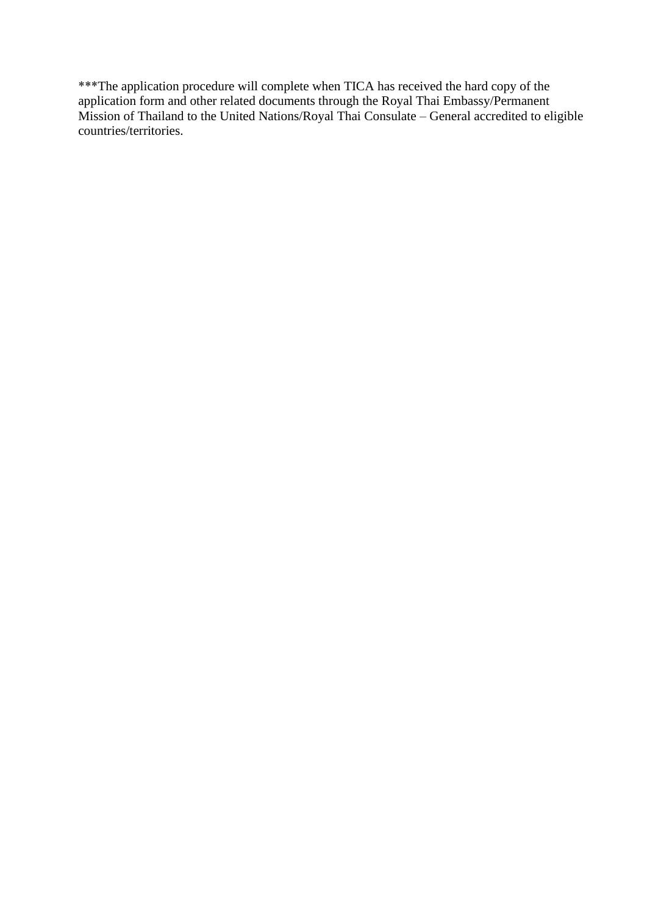***The application procedure will complete when TICA has received the hard copy of the application form and other related documents through the Royal Thai Embassy/Permanent Mission of Thailand to the United Nations/Royal Thai Consulate – General accredited to eligible countries/territories.